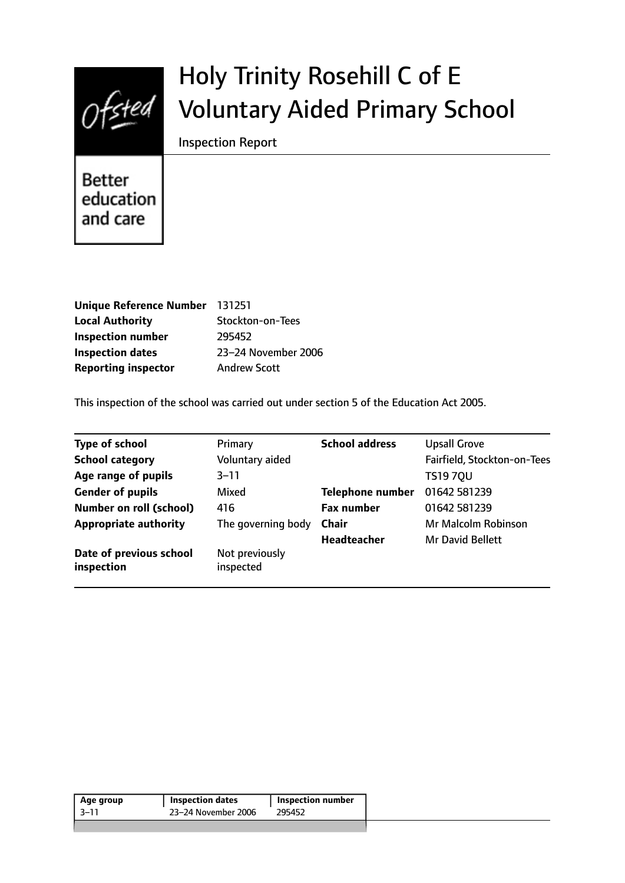# Holy Trinity Rosehill C of E Voluntary Aided Primary School

Inspection Report

Better education and care

| | |
|---|---|
| **Unique Reference Number** | 131251 |
| **Local Authority** | Stockton-on-Tees |
| **Inspection number** | 295452 |
| **Inspection dates** | 23–24 November 2006 |
| **Reporting inspector** | Andrew Scott |

This inspection of the school was carried out under section 5 of the Education Act 2005.

| | | | |
|---|---|---|---|
| **Type of school** | Primary | **School address** | Upsall Grove |
| **School category** | Voluntary aided | | Fairfield, Stockton-on-Tees |
| **Age range of pupils** | 3–11 | | TS19 7QU |
| **Gender of pupils** | Mixed | **Telephone number** | 01642 581239 |
| **Number on roll (school)** | 416 | **Fax number** | 01642 581239 |
| **Appropriate authority** | The governing body | **Chair** | Mr Malcolm Robinson |
| | | **Headteacher** | Mr David Bellett |
| **Date of previous school inspection** | Not previously inspected | | |

| Age group | Inspection dates | Inspection number |
|---|---|---|
| 3–11 | 23–24 November 2006 | 295452 |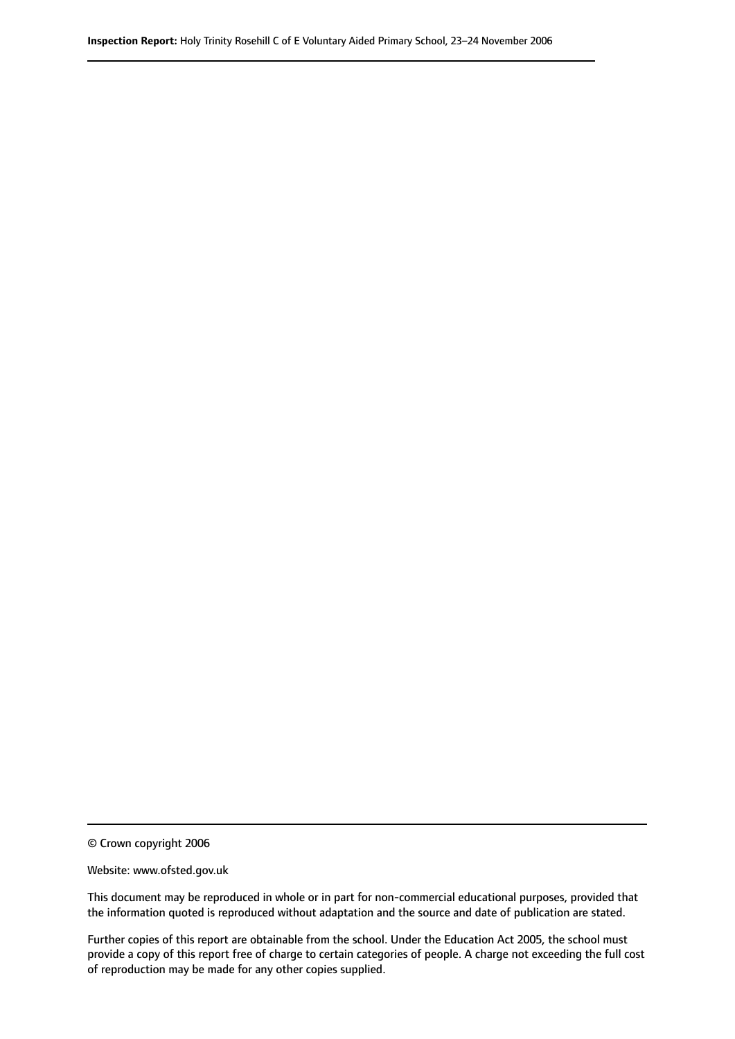© Crown copyright 2006

Website: www.ofsted.gov.uk

This document may be reproduced in whole or in part for non-commercial educational purposes, provided that the information quoted is reproduced without adaptation and the source and date of publication are stated.

Further copies of this report are obtainable from the school. Under the Education Act 2005, the school must provide a copy of this report free of charge to certain categories of people. A charge not exceeding the full cost of reproduction may be made for any other copies supplied.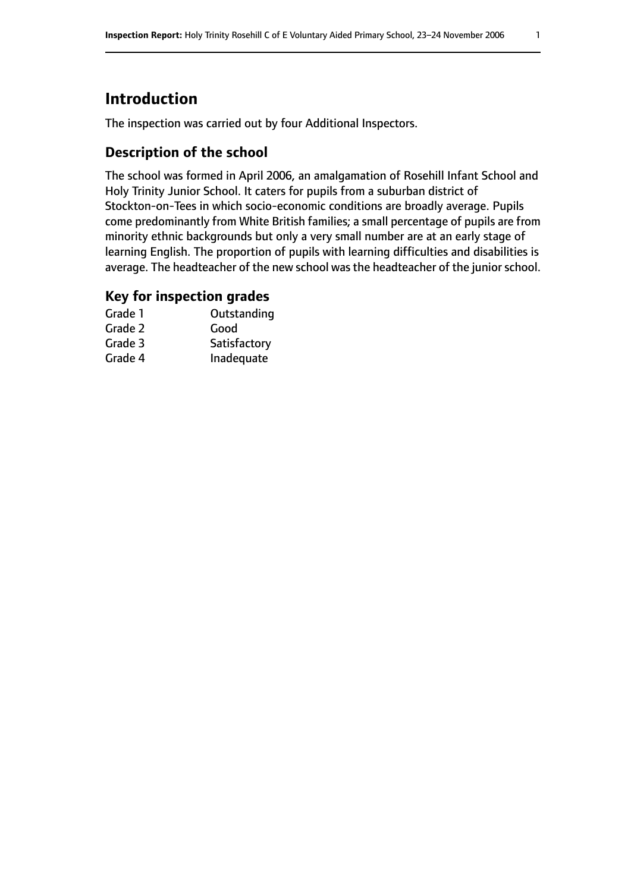# Introduction

The inspection was carried out by four Additional Inspectors.

## Description of the school

The school was formed in April 2006, an amalgamation of Rosehill Infant School and Holy Trinity Junior School. It caters for pupils from a suburban district of Stockton-on-Tees in which socio-economic conditions are broadly average. Pupils come predominantly from White British families; a small percentage of pupils are from minority ethnic backgrounds but only a very small number are at an early stage of learning English. The proportion of pupils with learning difficulties and disabilities is average. The headteacher of the new school was the headteacher of the junior school.

## Key for inspection grades

| | |
|---|---|
| Grade 1 | Outstanding |
| Grade 2 | Good |
| Grade 3 | Satisfactory |
| Grade 4 | Inadequate |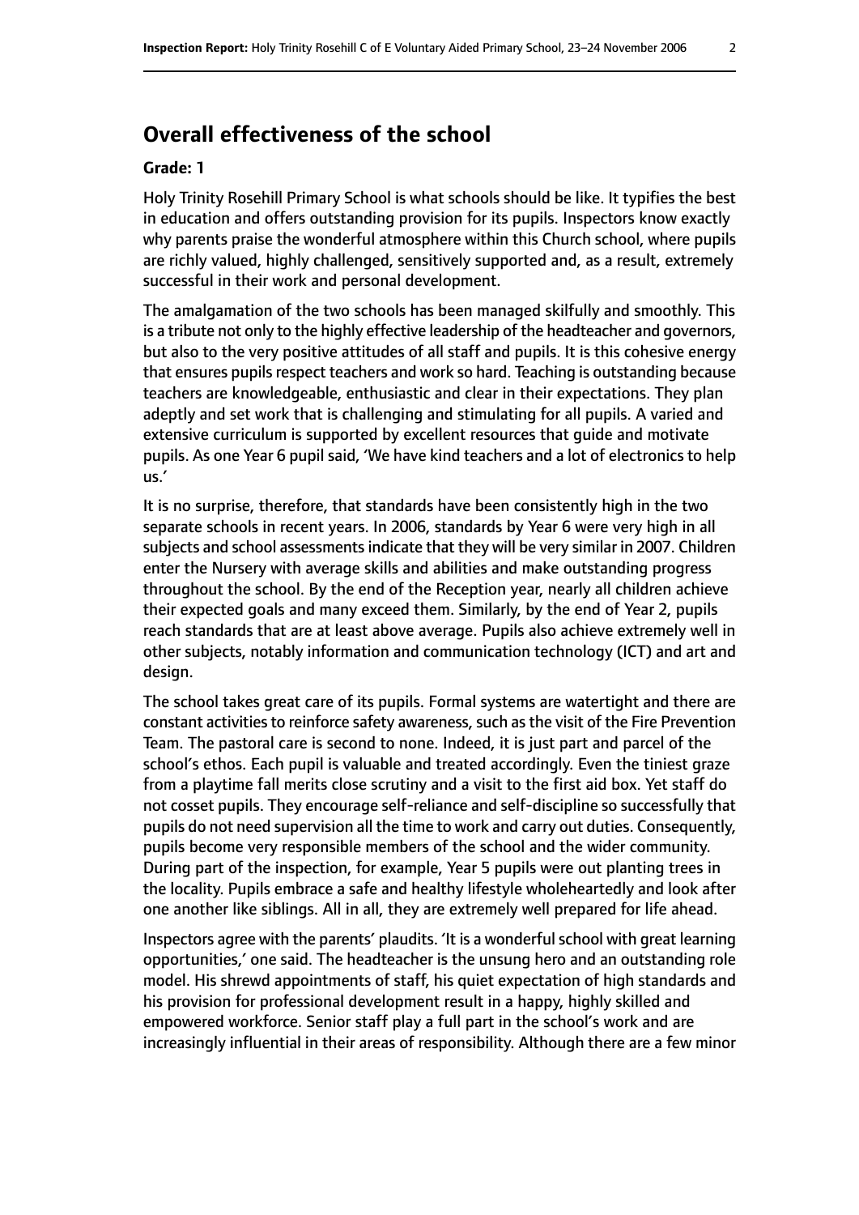## Overall effectiveness of the school

**Grade: 1**

Holy Trinity Rosehill Primary School is what schools should be like. It typifies the best in education and offers outstanding provision for its pupils. Inspectors know exactly why parents praise the wonderful atmosphere within this Church school, where pupils are richly valued, highly challenged, sensitively supported and, as a result, extremely successful in their work and personal development.

The amalgamation of the two schools has been managed skilfully and smoothly. This is a tribute not only to the highly effective leadership of the headteacher and governors, but also to the very positive attitudes of all staff and pupils. It is this cohesive energy that ensures pupils respect teachers and work so hard. Teaching is outstanding because teachers are knowledgeable, enthusiastic and clear in their expectations. They plan adeptly and set work that is challenging and stimulating for all pupils. A varied and extensive curriculum is supported by excellent resources that guide and motivate pupils. As one Year 6 pupil said, 'We have kind teachers and a lot of electronics to help us.'

It is no surprise, therefore, that standards have been consistently high in the two separate schools in recent years. In 2006, standards by Year 6 were very high in all subjects and school assessments indicate that they will be very similar in 2007. Children enter the Nursery with average skills and abilities and make outstanding progress throughout the school. By the end of the Reception year, nearly all children achieve their expected goals and many exceed them. Similarly, by the end of Year 2, pupils reach standards that are at least above average. Pupils also achieve extremely well in other subjects, notably information and communication technology (ICT) and art and design.

The school takes great care of its pupils. Formal systems are watertight and there are constant activities to reinforce safety awareness, such as the visit of the Fire Prevention Team. The pastoral care is second to none. Indeed, it is just part and parcel of the school's ethos. Each pupil is valuable and treated accordingly. Even the tiniest graze from a playtime fall merits close scrutiny and a visit to the first aid box. Yet staff do not cosset pupils. They encourage self-reliance and self-discipline so successfully that pupils do not need supervision all the time to work and carry out duties. Consequently, pupils become very responsible members of the school and the wider community. During part of the inspection, for example, Year 5 pupils were out planting trees in the locality. Pupils embrace a safe and healthy lifestyle wholeheartedly and look after one another like siblings. All in all, they are extremely well prepared for life ahead.

Inspectors agree with the parents' plaudits. 'It is a wonderful school with great learning opportunities,' one said. The headteacher is the unsung hero and an outstanding role model. His shrewd appointments of staff, his quiet expectation of high standards and his provision for professional development result in a happy, highly skilled and empowered workforce. Senior staff play a full part in the school's work and are increasingly influential in their areas of responsibility. Although there are a few minor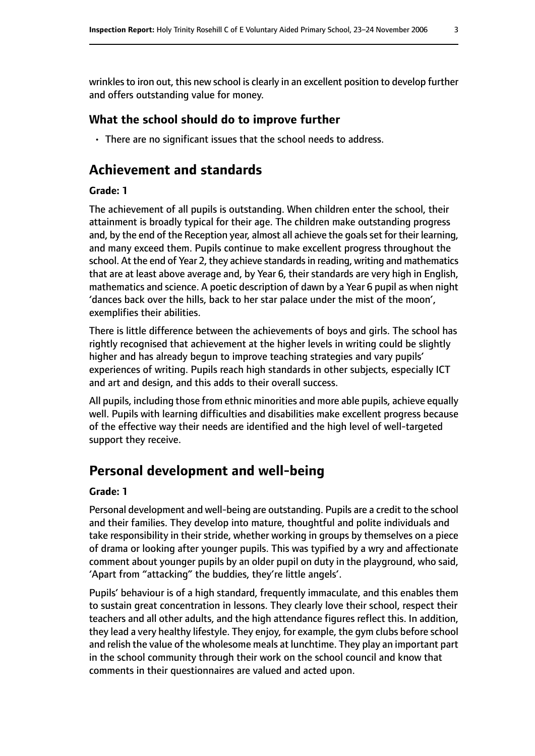wrinkles to iron out, this new school is clearly in an excellent position to develop further and offers outstanding value for money.

### What the school should do to improve further

- There are no significant issues that the school needs to address.

## Achievement and standards

#### Grade: 1

The achievement of all pupils is outstanding. When children enter the school, their attainment is broadly typical for their age. The children make outstanding progress and, by the end of the Reception year, almost all achieve the goals set for their learning, and many exceed them. Pupils continue to make excellent progress throughout the school. At the end of Year 2, they achieve standards in reading, writing and mathematics that are at least above average and, by Year 6, their standards are very high in English, mathematics and science. A poetic description of dawn by a Year 6 pupil as when night 'dances back over the hills, back to her star palace under the mist of the moon', exemplifies their abilities.

There is little difference between the achievements of boys and girls. The school has rightly recognised that achievement at the higher levels in writing could be slightly higher and has already begun to improve teaching strategies and vary pupils' experiences of writing. Pupils reach high standards in other subjects, especially ICT and art and design, and this adds to their overall success.

All pupils, including those from ethnic minorities and more able pupils, achieve equally well. Pupils with learning difficulties and disabilities make excellent progress because of the effective way their needs are identified and the high level of well-targeted support they receive.

## Personal development and well-being

#### Grade: 1

Personal development and well-being are outstanding. Pupils are a credit to the school and their families. They develop into mature, thoughtful and polite individuals and take responsibility in their stride, whether working in groups by themselves on a piece of drama or looking after younger pupils. This was typified by a wry and affectionate comment about younger pupils by an older pupil on duty in the playground, who said, 'Apart from "attacking" the buddies, they're little angels'.

Pupils' behaviour is of a high standard, frequently immaculate, and this enables them to sustain great concentration in lessons. They clearly love their school, respect their teachers and all other adults, and the high attendance figures reflect this. In addition, they lead a very healthy lifestyle. They enjoy, for example, the gym clubs before school and relish the value of the wholesome meals at lunchtime. They play an important part in the school community through their work on the school council and know that comments in their questionnaires are valued and acted upon.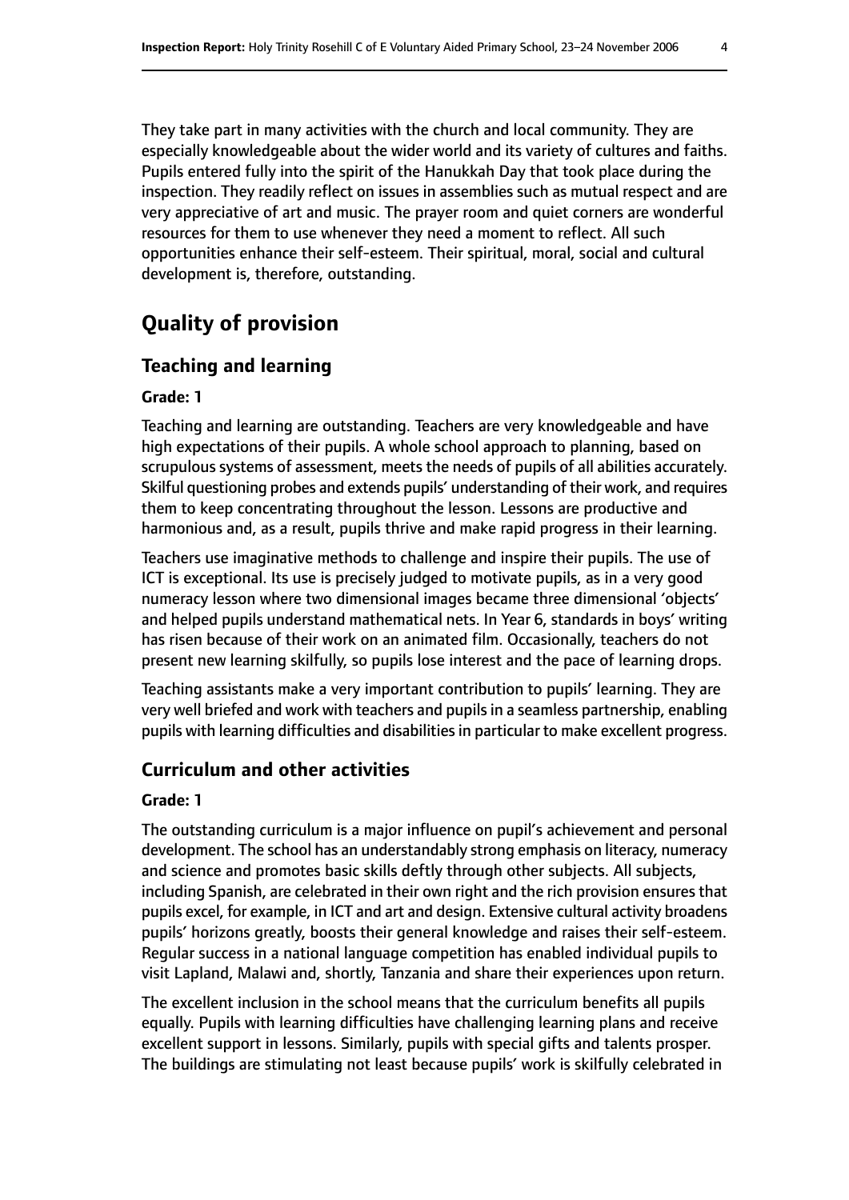They take part in many activities with the church and local community. They are especially knowledgeable about the wider world and its variety of cultures and faiths. Pupils entered fully into the spirit of the Hanukkah Day that took place during the inspection. They readily reflect on issues in assemblies such as mutual respect and are very appreciative of art and music. The prayer room and quiet corners are wonderful resources for them to use whenever they need a moment to reflect. All such opportunities enhance their self-esteem. Their spiritual, moral, social and cultural development is, therefore, outstanding.

# Quality of provision

## Teaching and learning

#### Grade: 1

Teaching and learning are outstanding. Teachers are very knowledgeable and have high expectations of their pupils. A whole school approach to planning, based on scrupulous systems of assessment, meets the needs of pupils of all abilities accurately. Skilful questioning probes and extends pupils' understanding of their work, and requires them to keep concentrating throughout the lesson. Lessons are productive and harmonious and, as a result, pupils thrive and make rapid progress in their learning.

Teachers use imaginative methods to challenge and inspire their pupils. The use of ICT is exceptional. Its use is precisely judged to motivate pupils, as in a very good numeracy lesson where two dimensional images became three dimensional 'objects' and helped pupils understand mathematical nets. In Year 6, standards in boys' writing has risen because of their work on an animated film. Occasionally, teachers do not present new learning skilfully, so pupils lose interest and the pace of learning drops.

Teaching assistants make a very important contribution to pupils' learning. They are very well briefed and work with teachers and pupils in a seamless partnership, enabling pupils with learning difficulties and disabilities in particular to make excellent progress.

## Curriculum and other activities

#### Grade: 1

The outstanding curriculum is a major influence on pupil's achievement and personal development. The school has an understandably strong emphasis on literacy, numeracy and science and promotes basic skills deftly through other subjects. All subjects, including Spanish, are celebrated in their own right and the rich provision ensures that pupils excel, for example, in ICT and art and design. Extensive cultural activity broadens pupils' horizons greatly, boosts their general knowledge and raises their self-esteem. Regular success in a national language competition has enabled individual pupils to visit Lapland, Malawi and, shortly, Tanzania and share their experiences upon return.

The excellent inclusion in the school means that the curriculum benefits all pupils equally. Pupils with learning difficulties have challenging learning plans and receive excellent support in lessons. Similarly, pupils with special gifts and talents prosper. The buildings are stimulating not least because pupils' work is skilfully celebrated in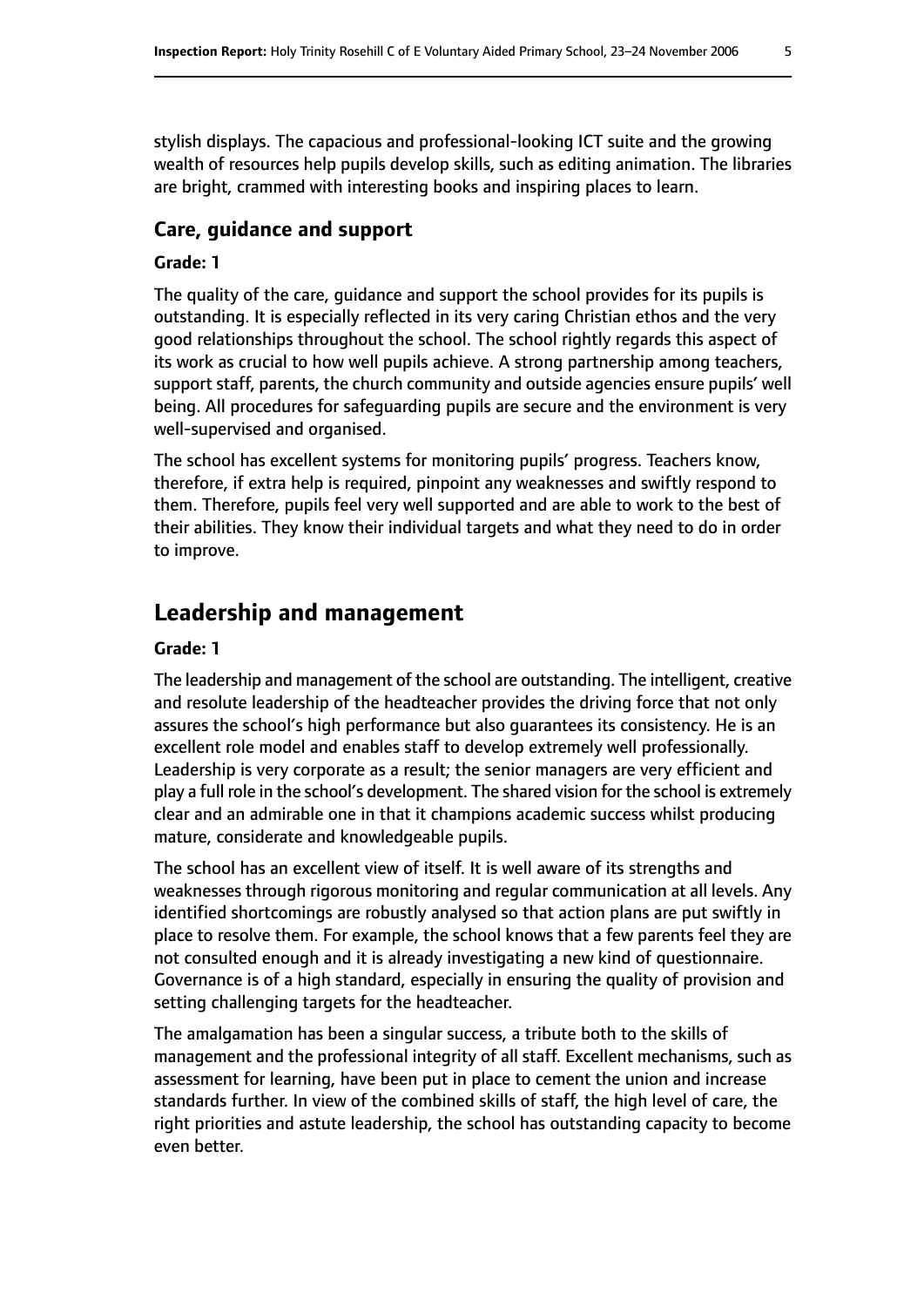stylish displays. The capacious and professional-looking ICT suite and the growing wealth of resources help pupils develop skills, such as editing animation. The libraries are bright, crammed with interesting books and inspiring places to learn.

### Care, guidance and support

#### Grade: 1

The quality of the care, guidance and support the school provides for its pupils is outstanding. It is especially reflected in its very caring Christian ethos and the very good relationships throughout the school. The school rightly regards this aspect of its work as crucial to how well pupils achieve. A strong partnership among teachers, support staff, parents, the church community and outside agencies ensure pupils' well being. All procedures for safeguarding pupils are secure and the environment is very well-supervised and organised.

The school has excellent systems for monitoring pupils' progress. Teachers know, therefore, if extra help is required, pinpoint any weaknesses and swiftly respond to them. Therefore, pupils feel very well supported and are able to work to the best of their abilities. They know their individual targets and what they need to do in order to improve.

## Leadership and management

#### Grade: 1

The leadership and management of the school are outstanding. The intelligent, creative and resolute leadership of the headteacher provides the driving force that not only assures the school's high performance but also guarantees its consistency. He is an excellent role model and enables staff to develop extremely well professionally. Leadership is very corporate as a result; the senior managers are very efficient and play a full role in the school's development. The shared vision for the school is extremely clear and an admirable one in that it champions academic success whilst producing mature, considerate and knowledgeable pupils.

The school has an excellent view of itself. It is well aware of its strengths and weaknesses through rigorous monitoring and regular communication at all levels. Any identified shortcomings are robustly analysed so that action plans are put swiftly in place to resolve them. For example, the school knows that a few parents feel they are not consulted enough and it is already investigating a new kind of questionnaire. Governance is of a high standard, especially in ensuring the quality of provision and setting challenging targets for the headteacher.

The amalgamation has been a singular success, a tribute both to the skills of management and the professional integrity of all staff. Excellent mechanisms, such as assessment for learning, have been put in place to cement the union and increase standards further. In view of the combined skills of staff, the high level of care, the right priorities and astute leadership, the school has outstanding capacity to become even better.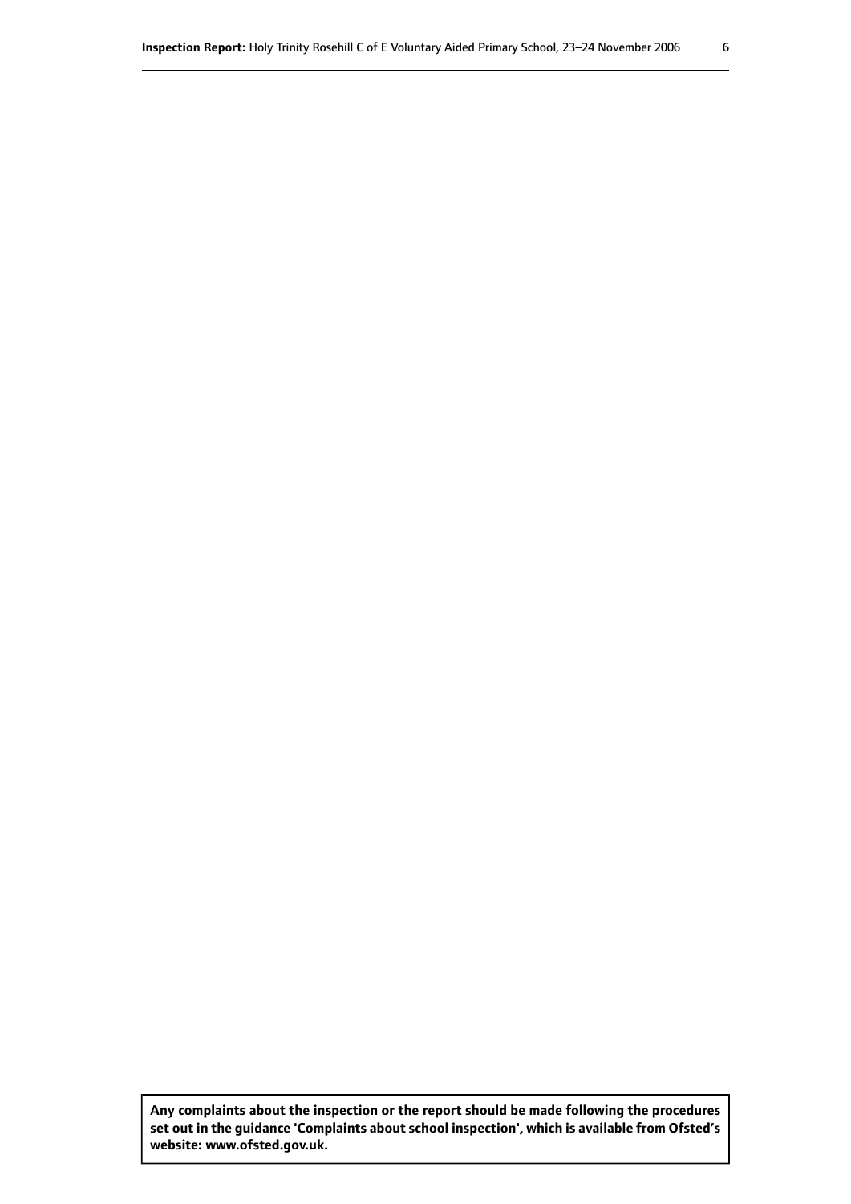**Any complaints about the inspection or the report should be made following the procedures set out in the guidance 'Complaints about school inspection', which is available from Ofsted's website: www.ofsted.gov.uk.**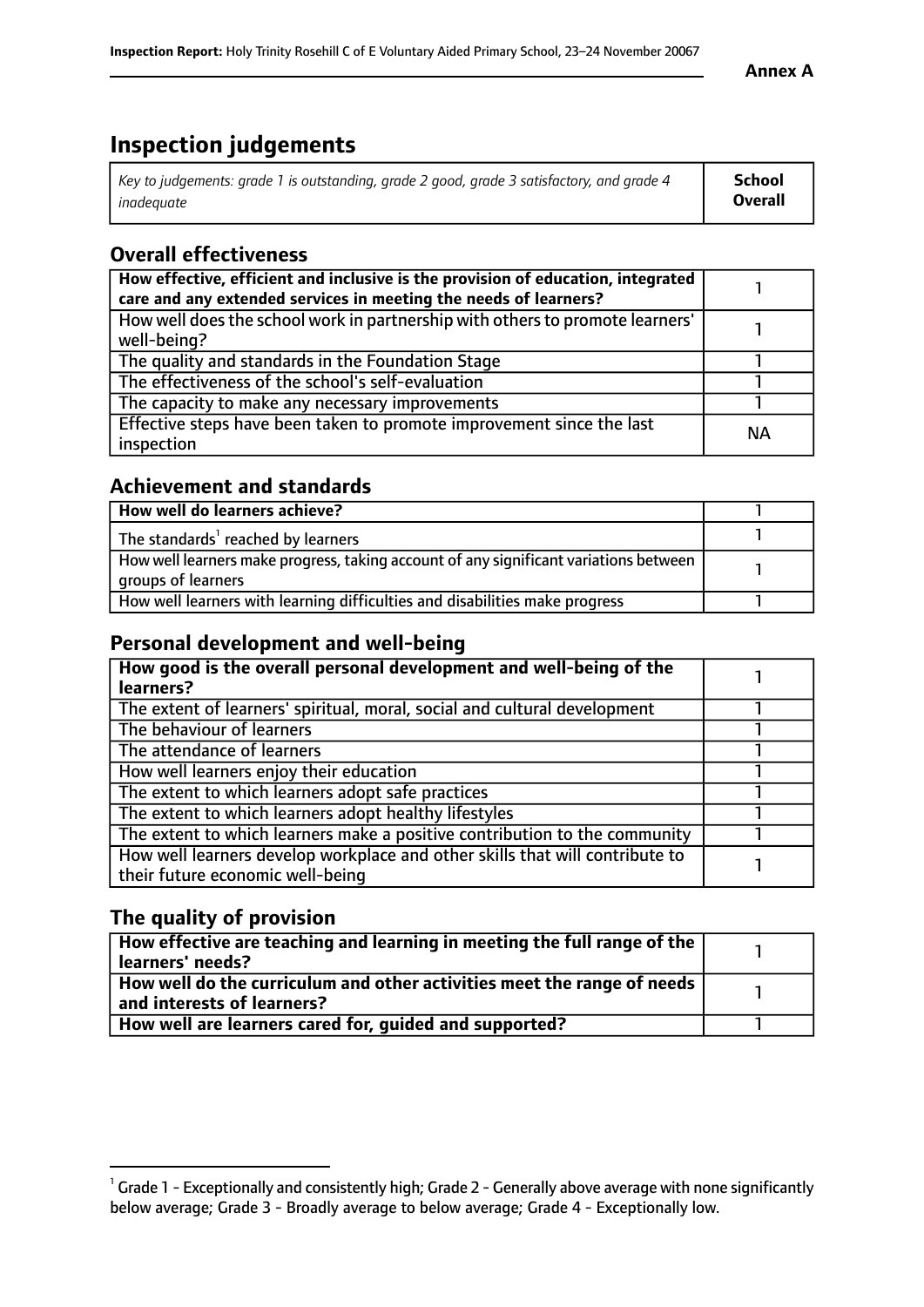**Annex A**

# Inspection judgements

| *Key to judgements: grade 1 is outstanding, grade 2 good, grade 3 satisfactory, and grade 4 inadequate* | **School Overall** |
|---|---|

## Overall effectiveness

| | |
|---|---|
| **How effective, efficient and inclusive is the provision of education, integrated care and any extended services in meeting the needs of learners?** | 1 |
| How well does the school work in partnership with others to promote learners' well-being? | 1 |
| The quality and standards in the Foundation Stage | 1 |
| The effectiveness of the school's self-evaluation | 1 |
| The capacity to make any necessary improvements | 1 |
| Effective steps have been taken to promote improvement since the last inspection | NA |

## Achievement and standards

| | |
|---|---|
| **How well do learners achieve?** | 1 |
| The standards[1] reached by learners | 1 |
| How well learners make progress, taking account of any significant variations between groups of learners | 1 |
| How well learners with learning difficulties and disabilities make progress | 1 |

## Personal development and well-being

| | |
|---|---|
| **How good is the overall personal development and well-being of the learners?** | 1 |
| The extent of learners' spiritual, moral, social and cultural development | 1 |
| The behaviour of learners | 1 |
| The attendance of learners | 1 |
| How well learners enjoy their education | 1 |
| The extent to which learners adopt safe practices | 1 |
| The extent to which learners adopt healthy lifestyles | 1 |
| The extent to which learners make a positive contribution to the community | 1 |
| How well learners develop workplace and other skills that will contribute to their future economic well-being | 1 |

## The quality of provision

| | |
|---|---|
| **How effective are teaching and learning in meeting the full range of the learners' needs?** | 1 |
| **How well do the curriculum and other activities meet the range of needs and interests of learners?** | 1 |
| **How well are learners cared for, guided and supported?** | 1 |

[1] Grade 1 - Exceptionally and consistently high; Grade 2 - Generally above average with none significantly below average; Grade 3 - Broadly average to below average; Grade 4 - Exceptionally low.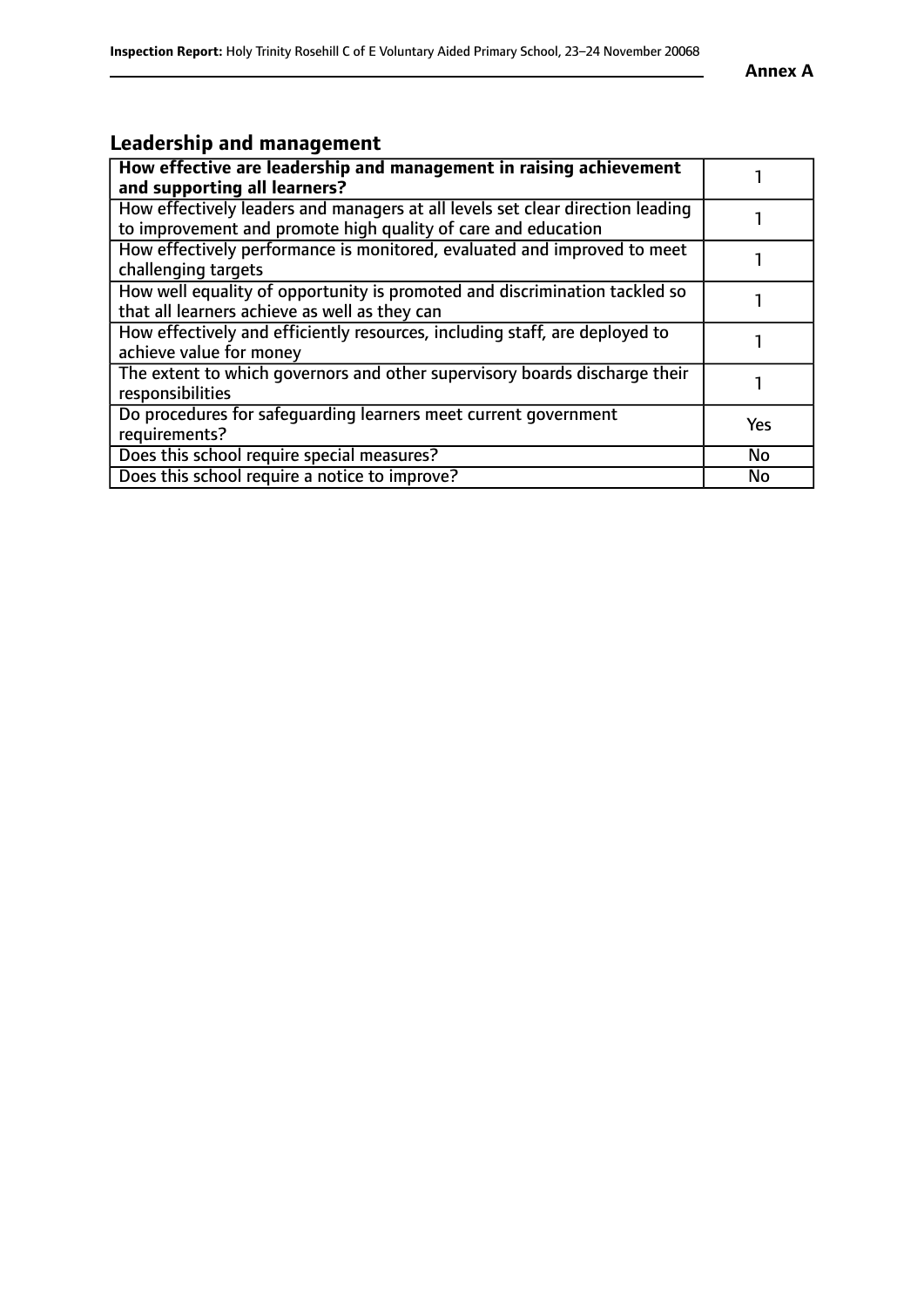## Leadership and management

| **How effective are leadership and management in raising achievement and supporting all learners?** | 1 |
|---|---|
| How effectively leaders and managers at all levels set clear direction leading to improvement and promote high quality of care and education | 1 |
| How effectively performance is monitored, evaluated and improved to meet challenging targets | 1 |
| How well equality of opportunity is promoted and discrimination tackled so that all learners achieve as well as they can | 1 |
| How effectively and efficiently resources, including staff, are deployed to achieve value for money | 1 |
| The extent to which governors and other supervisory boards discharge their responsibilities | 1 |
| Do procedures for safeguarding learners meet current government requirements? | Yes |
| Does this school require special measures? | No |
| Does this school require a notice to improve? | No |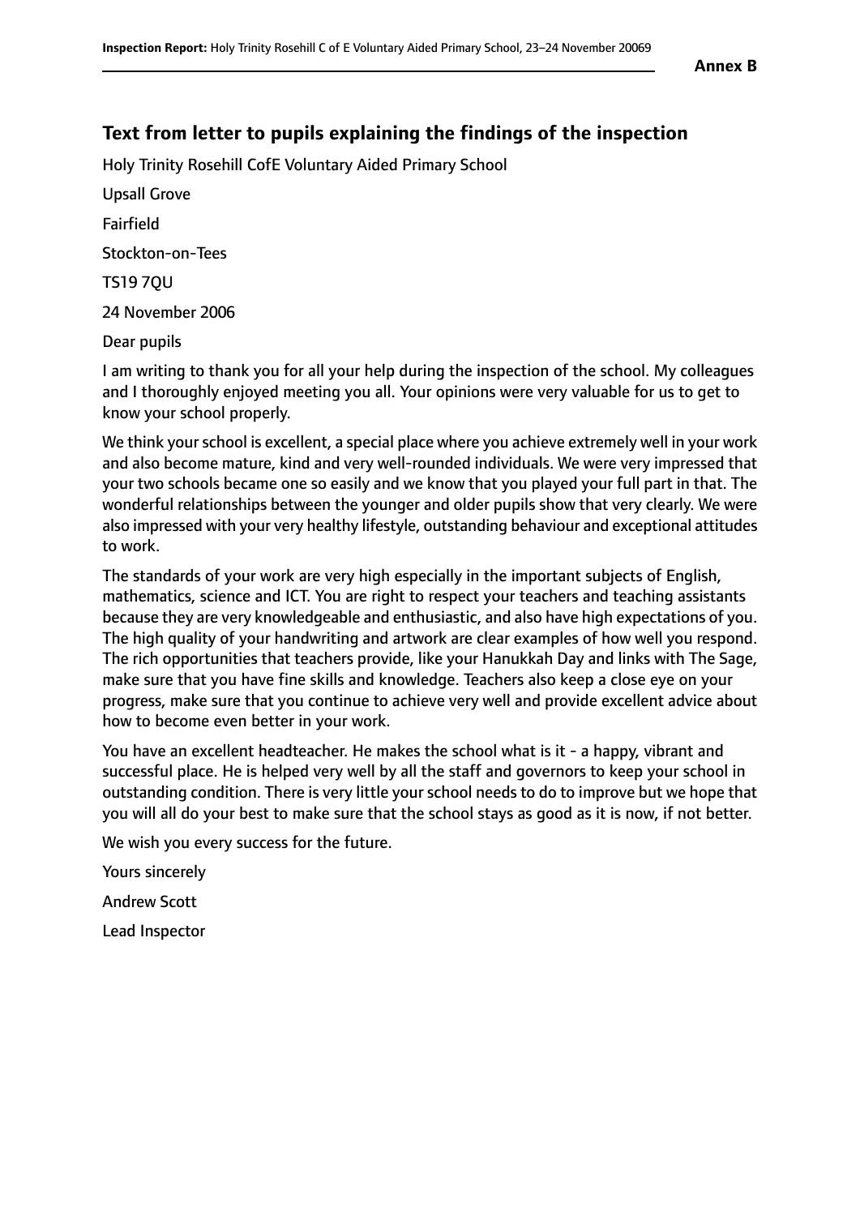## Text from letter to pupils explaining the findings of the inspection

Holy Trinity Rosehill CofE Voluntary Aided Primary School

Upsall Grove

Fairfield

Stockton-on-Tees

TS19 7QU

24 November 2006

Dear pupils

I am writing to thank you for all your help during the inspection of the school. My colleagues and I thoroughly enjoyed meeting you all. Your opinions were very valuable for us to get to know your school properly.

We think your school is excellent, a special place where you achieve extremely well in your work and also become mature, kind and very well-rounded individuals. We were very impressed that your two schools became one so easily and we know that you played your full part in that. The wonderful relationships between the younger and older pupils show that very clearly. We were also impressed with your very healthy lifestyle, outstanding behaviour and exceptional attitudes to work.

The standards of your work are very high especially in the important subjects of English, mathematics, science and ICT. You are right to respect your teachers and teaching assistants because they are very knowledgeable and enthusiastic, and also have high expectations of you. The high quality of your handwriting and artwork are clear examples of how well you respond. The rich opportunities that teachers provide, like your Hanukkah Day and links with The Sage, make sure that you have fine skills and knowledge. Teachers also keep a close eye on your progress, make sure that you continue to achieve very well and provide excellent advice about how to become even better in your work.

You have an excellent headteacher. He makes the school what is it - a happy, vibrant and successful place. He is helped very well by all the staff and governors to keep your school in outstanding condition. There is very little your school needs to do to improve but we hope that you will all do your best to make sure that the school stays as good as it is now, if not better.

We wish you every success for the future.

Yours sincerely

Andrew Scott

Lead Inspector